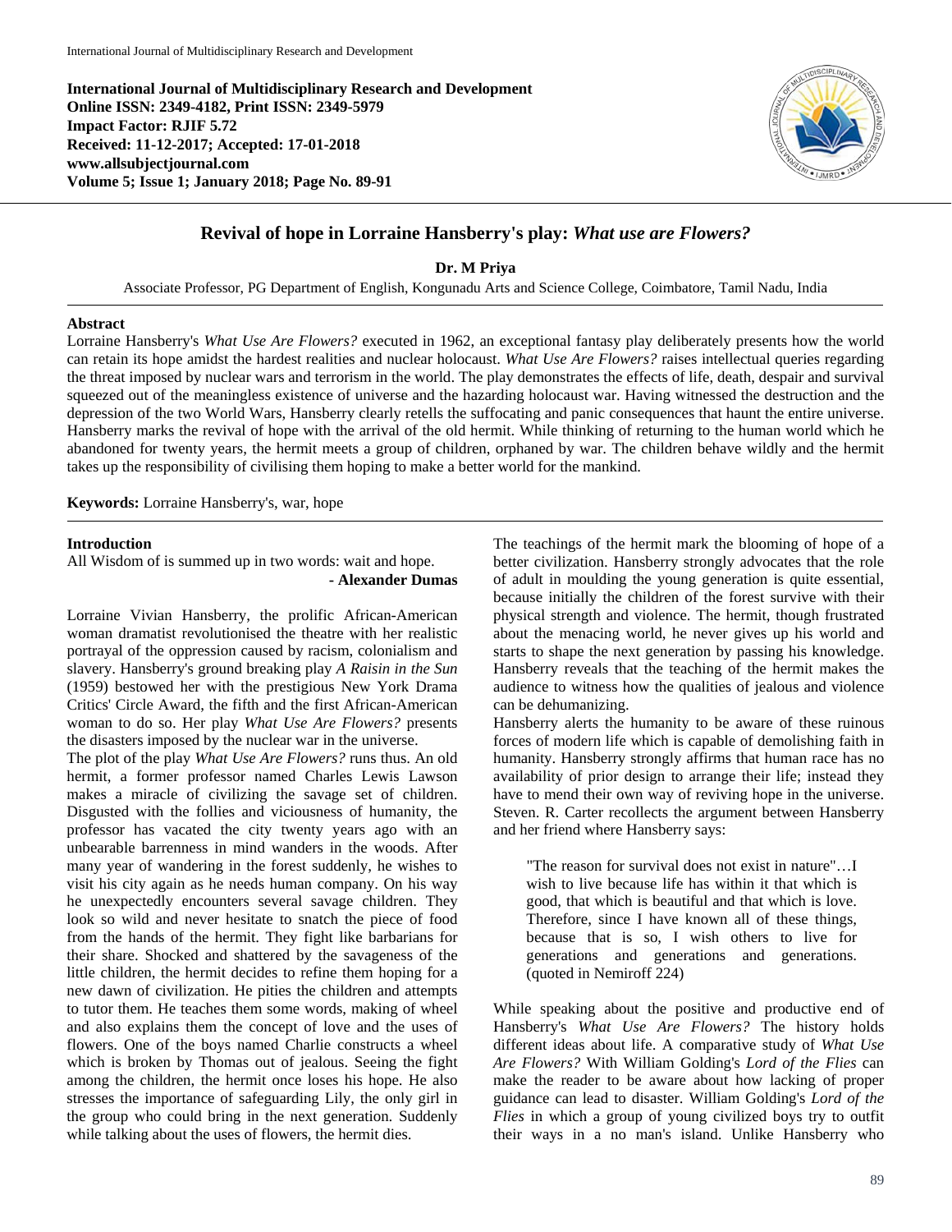International Journal of Multidisciplinary Research and Development

**International Journal of Multidisciplinary Research and Development**
**Online ISSN: 2349-4182, Print ISSN: 2349-5979**
**Impact Factor: RJIF 5.72**
**Received: 11-12-2017; Accepted: 17-01-2018**
**www.allsubjectjournal.com**
**Volume 5; Issue 1; January 2018; Page No. 89-91**

# Revival of hope in Lorraine Hansberry's play: *What use are Flowers?*

**Dr. M Priya**

Associate Professor, PG Department of English, Kongunadu Arts and Science College, Coimbatore, Tamil Nadu, India

## Abstract

Lorraine Hansberry's *What Use Are Flowers?* executed in 1962, an exceptional fantasy play deliberately presents how the world can retain its hope amidst the hardest realities and nuclear holocaust. *What Use Are Flowers?* raises intellectual queries regarding the threat imposed by nuclear wars and terrorism in the world. The play demonstrates the effects of life, death, despair and survival squeezed out of the meaningless existence of universe and the hazarding holocaust war. Having witnessed the destruction and the depression of the two World Wars, Hansberry clearly retells the suffocating and panic consequences that haunt the entire universe. Hansberry marks the revival of hope with the arrival of the old hermit. While thinking of returning to the human world which he abandoned for twenty years, the hermit meets a group of children, orphaned by war. The children behave wildly and the hermit takes up the responsibility of civilising them hoping to make a better world for the mankind.

**Keywords:** Lorraine Hansberry's, war, hope

## Introduction

All Wisdom of is summed up in two words: wait and hope.
**- Alexander Dumas**

Lorraine Vivian Hansberry, the prolific African-American woman dramatist revolutionised the theatre with her realistic portrayal of the oppression caused by racism, colonialism and slavery. Hansberry's ground breaking play *A Raisin in the Sun* (1959) bestowed her with the prestigious New York Drama Critics' Circle Award, the fifth and the first African-American woman to do so. Her play *What Use Are Flowers?* presents the disasters imposed by the nuclear war in the universe.

The plot of the play *What Use Are Flowers?* runs thus. An old hermit, a former professor named Charles Lewis Lawson makes a miracle of civilizing the savage set of children. Disgusted with the follies and viciousness of humanity, the professor has vacated the city twenty years ago with an unbearable barrenness in mind wanders in the woods. After many year of wandering in the forest suddenly, he wishes to visit his city again as he needs human company. On his way he unexpectedly encounters several savage children. They look so wild and never hesitate to snatch the piece of food from the hands of the hermit. They fight like barbarians for their share. Shocked and shattered by the savageness of the little children, the hermit decides to refine them hoping for a new dawn of civilization. He pities the children and attempts to tutor them. He teaches them some words, making of wheel and also explains them the concept of love and the uses of flowers. One of the boys named Charlie constructs a wheel which is broken by Thomas out of jealous. Seeing the fight among the children, the hermit once loses his hope. He also stresses the importance of safeguarding Lily, the only girl in the group who could bring in the next generation. Suddenly while talking about the uses of flowers, the hermit dies.

The teachings of the hermit mark the blooming of hope of a better civilization. Hansberry strongly advocates that the role of adult in moulding the young generation is quite essential, because initially the children of the forest survive with their physical strength and violence. The hermit, though frustrated about the menacing world, he never gives up his world and starts to shape the next generation by passing his knowledge. Hansberry reveals that the teaching of the hermit makes the audience to witness how the qualities of jealous and violence can be dehumanizing.

Hansberry alerts the humanity to be aware of these ruinous forces of modern life which is capable of demolishing faith in humanity. Hansberry strongly affirms that human race has no availability of prior design to arrange their life; instead they have to mend their own way of reviving hope in the universe. Steven. R. Carter recollects the argument between Hansberry and her friend where Hansberry says:

> "The reason for survival does not exist in nature"…I wish to live because life has within it that which is good, that which is beautiful and that which is love. Therefore, since I have known all of these things, because that is so, I wish others to live for generations and generations and generations. (quoted in Nemiroff 224)

While speaking about the positive and productive end of Hansberry's *What Use Are Flowers?* The history holds different ideas about life. A comparative study of *What Use Are Flowers?* With William Golding's *Lord of the Flies* can make the reader to be aware about how lacking of proper guidance can lead to disaster. William Golding's *Lord of the Flies* in which a group of young civilized boys try to outfit their ways in a no man's island. Unlike Hansberry who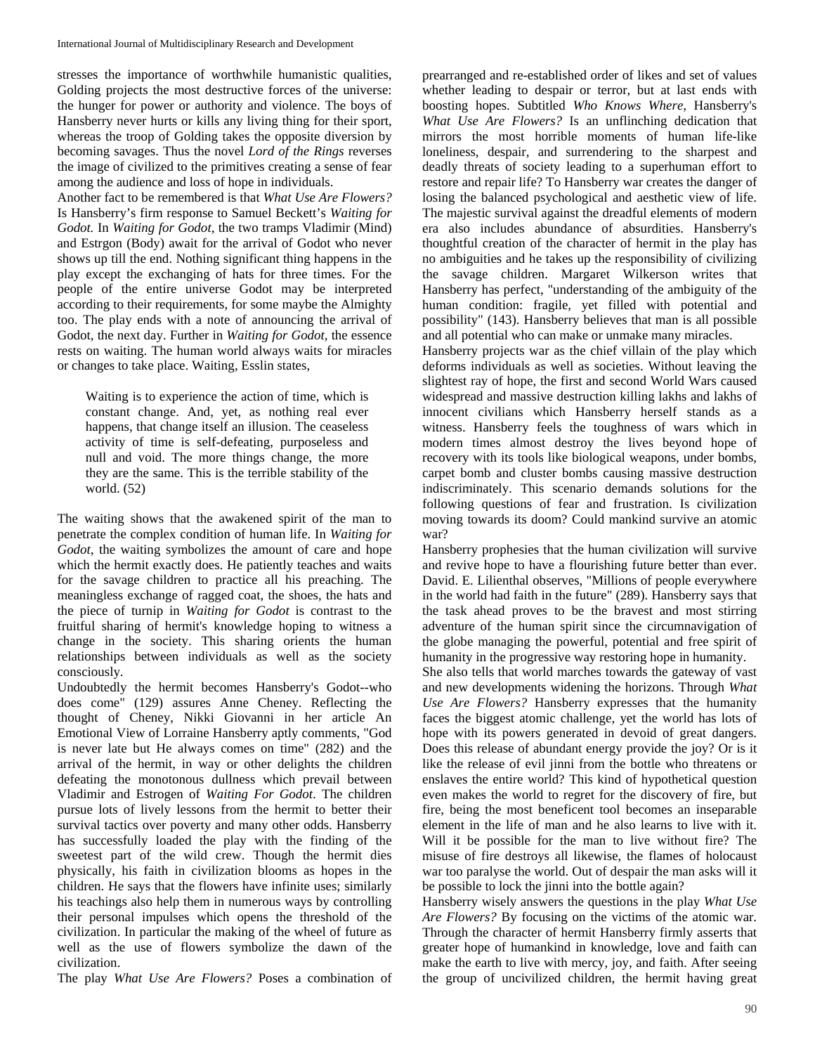stresses the importance of worthwhile humanistic qualities, Golding projects the most destructive forces of the universe: the hunger for power or authority and violence. The boys of Hansberry never hurts or kills any living thing for their sport, whereas the troop of Golding takes the opposite diversion by becoming savages. Thus the novel *Lord of the Rings* reverses the image of civilized to the primitives creating a sense of fear among the audience and loss of hope in individuals.

Another fact to be remembered is that *What Use Are Flowers?* Is Hansberry's firm response to Samuel Beckett's *Waiting for Godot.* In *Waiting for Godot*, the two tramps Vladimir (Mind) and Estrgon (Body) await for the arrival of Godot who never shows up till the end. Nothing significant thing happens in the play except the exchanging of hats for three times. For the people of the entire universe Godot may be interpreted according to their requirements, for some maybe the Almighty too. The play ends with a note of announcing the arrival of Godot, the next day. Further in *Waiting for Godot*, the essence rests on waiting. The human world always waits for miracles or changes to take place. Waiting, Esslin states,

> Waiting is to experience the action of time, which is constant change. And, yet, as nothing real ever happens, that change itself an illusion. The ceaseless activity of time is self-defeating, purposeless and null and void. The more things change, the more they are the same. This is the terrible stability of the world. (52)

The waiting shows that the awakened spirit of the man to penetrate the complex condition of human life. In *Waiting for Godot*, the waiting symbolizes the amount of care and hope which the hermit exactly does. He patiently teaches and waits for the savage children to practice all his preaching. The meaningless exchange of ragged coat, the shoes, the hats and the piece of turnip in *Waiting for Godot* is contrast to the fruitful sharing of hermit's knowledge hoping to witness a change in the society. This sharing orients the human relationships between individuals as well as the society consciously.

Undoubtedly the hermit becomes Hansberry's Godot--who does come" (129) assures Anne Cheney. Reflecting the thought of Cheney, Nikki Giovanni in her article An Emotional View of Lorraine Hansberry aptly comments, "God is never late but He always comes on time" (282) and the arrival of the hermit, in way or other delights the children defeating the monotonous dullness which prevail between Vladimir and Estrogen of *Waiting For Godot.* The children pursue lots of lively lessons from the hermit to better their survival tactics over poverty and many other odds. Hansberry has successfully loaded the play with the finding of the sweetest part of the wild crew. Though the hermit dies physically, his faith in civilization blooms as hopes in the children. He says that the flowers have infinite uses; similarly his teachings also help them in numerous ways by controlling their personal impulses which opens the threshold of the civilization. In particular the making of the wheel of future as well as the use of flowers symbolize the dawn of the civilization.

The play *What Use Are Flowers?* Poses a combination of prearranged and re-established order of likes and set of values whether leading to despair or terror, but at last ends with boosting hopes. Subtitled *Who Knows Where*, Hansberry's *What Use Are Flowers?* Is an unflinching dedication that mirrors the most horrible moments of human life-like loneliness, despair, and surrendering to the sharpest and deadly threats of society leading to a superhuman effort to restore and repair life? To Hansberry war creates the danger of losing the balanced psychological and aesthetic view of life. The majestic survival against the dreadful elements of modern era also includes abundance of absurdities. Hansberry's thoughtful creation of the character of hermit in the play has no ambiguities and he takes up the responsibility of civilizing the savage children. Margaret Wilkerson writes that Hansberry has perfect, "understanding of the ambiguity of the human condition: fragile, yet filled with potential and possibility" (143). Hansberry believes that man is all possible and all potential who can make or unmake many miracles.

Hansberry projects war as the chief villain of the play which deforms individuals as well as societies. Without leaving the slightest ray of hope, the first and second World Wars caused widespread and massive destruction killing lakhs and lakhs of innocent civilians which Hansberry herself stands as a witness. Hansberry feels the toughness of wars which in modern times almost destroy the lives beyond hope of recovery with its tools like biological weapons, under bombs, carpet bomb and cluster bombs causing massive destruction indiscriminately. This scenario demands solutions for the following questions of fear and frustration. Is civilization moving towards its doom? Could mankind survive an atomic war?

Hansberry prophesies that the human civilization will survive and revive hope to have a flourishing future better than ever. David. E. Lilienthal observes, "Millions of people everywhere in the world had faith in the future" (289). Hansberry says that the task ahead proves to be the bravest and most stirring adventure of the human spirit since the circumnavigation of the globe managing the powerful, potential and free spirit of humanity in the progressive way restoring hope in humanity.

She also tells that world marches towards the gateway of vast and new developments widening the horizons. Through *What Use Are Flowers?* Hansberry expresses that the humanity faces the biggest atomic challenge, yet the world has lots of hope with its powers generated in devoid of great dangers. Does this release of abundant energy provide the joy? Or is it like the release of evil jinni from the bottle who threatens or enslaves the entire world? This kind of hypothetical question even makes the world to regret for the discovery of fire, but fire, being the most beneficent tool becomes an inseparable element in the life of man and he also learns to live with it. Will it be possible for the man to live without fire? The misuse of fire destroys all likewise, the flames of holocaust war too paralyse the world. Out of despair the man asks will it be possible to lock the jinni into the bottle again?

Hansberry wisely answers the questions in the play *What Use Are Flowers?* By focusing on the victims of the atomic war. Through the character of hermit Hansberry firmly asserts that greater hope of humankind in knowledge, love and faith can make the earth to live with mercy, joy, and faith. After seeing the group of uncivilized children, the hermit having great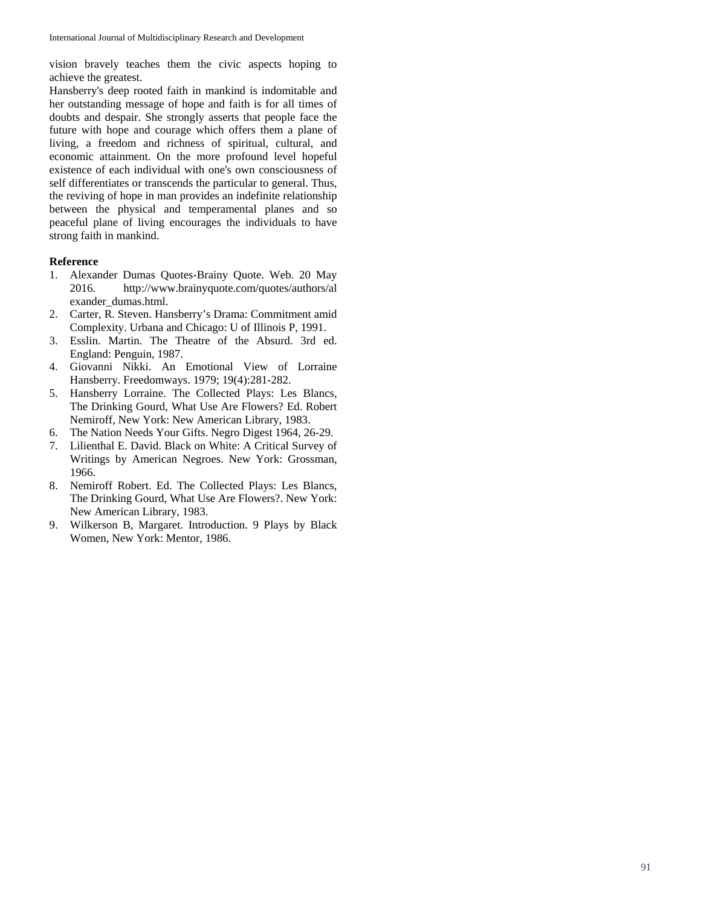vision bravely teaches them the civic aspects hoping to achieve the greatest.

Hansberry's deep rooted faith in mankind is indomitable and her outstanding message of hope and faith is for all times of doubts and despair. She strongly asserts that people face the future with hope and courage which offers them a plane of living, a freedom and richness of spiritual, cultural, and economic attainment. On the more profound level hopeful existence of each individual with one's own consciousness of self differentiates or transcends the particular to general. Thus, the reviving of hope in man provides an indefinite relationship between the physical and temperamental planes and so peaceful plane of living encourages the individuals to have strong faith in mankind.

## Reference

1. Alexander Dumas Quotes-Brainy Quote. Web. 20 May 2016. http://www.brainyquote.com/quotes/authors/alexander_dumas.html.
2. Carter, R. Steven. Hansberry's Drama: Commitment amid Complexity. Urbana and Chicago: U of Illinois P, 1991.
3. Esslin. Martin. The Theatre of the Absurd. 3rd ed. England: Penguin, 1987.
4. Giovanni Nikki. An Emotional View of Lorraine Hansberry. Freedomways. 1979; 19(4):281-282.
5. Hansberry Lorraine. The Collected Plays: Les Blancs, The Drinking Gourd, What Use Are Flowers? Ed. Robert Nemiroff, New York: New American Library, 1983.
6. The Nation Needs Your Gifts. Negro Digest 1964, 26-29.
7. Lilienthal E. David. Black on White: A Critical Survey of Writings by American Negroes. New York: Grossman, 1966.
8. Nemiroff Robert. Ed. The Collected Plays: Les Blancs, The Drinking Gourd, What Use Are Flowers?. New York: New American Library, 1983.
9. Wilkerson B, Margaret. Introduction. 9 Plays by Black Women, New York: Mentor, 1986.